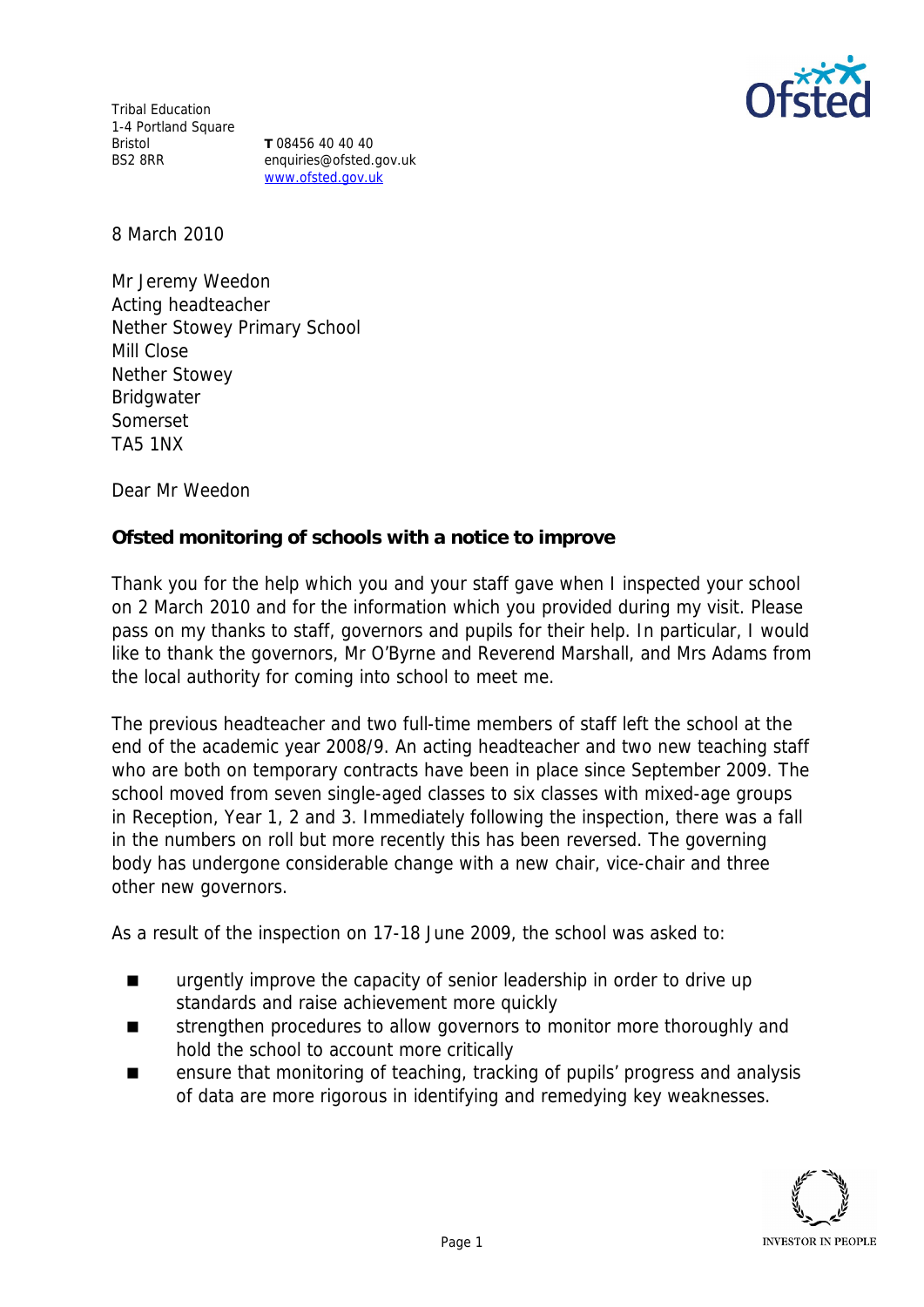Tribal Education
1-4 Portland Square
Bristol
BS2 8RR

**T** 08456 40 40 40
enquiries@ofsted.gov.uk
www.ofsted.gov.uk

8 March 2010

Mr Jeremy Weedon
Acting headteacher
Nether Stowey Primary School
Mill Close
Nether Stowey
Bridgwater
Somerset
TA5 1NX

Dear Mr Weedon

**Ofsted monitoring of schools with a notice to improve**

Thank you for the help which you and your staff gave when I inspected your school on 2 March 2010 and for the information which you provided during my visit. Please pass on my thanks to staff, governors and pupils for their help. In particular, I would like to thank the governors, Mr O'Byrne and Reverend Marshall, and Mrs Adams from the local authority for coming into school to meet me.

The previous headteacher and two full-time members of staff left the school at the end of the academic year 2008/9. An acting headteacher and two new teaching staff who are both on temporary contracts have been in place since September 2009. The school moved from seven single-aged classes to six classes with mixed-age groups in Reception, Year 1, 2 and 3. Immediately following the inspection, there was a fall in the numbers on roll but more recently this has been reversed. The governing body has undergone considerable change with a new chair, vice-chair and three other new governors.

As a result of the inspection on 17-18 June 2009, the school was asked to:

- urgently improve the capacity of senior leadership in order to drive up standards and raise achievement more quickly
- strengthen procedures to allow governors to monitor more thoroughly and hold the school to account more critically
- ensure that monitoring of teaching, tracking of pupils' progress and analysis of data are more rigorous in identifying and remedying key weaknesses.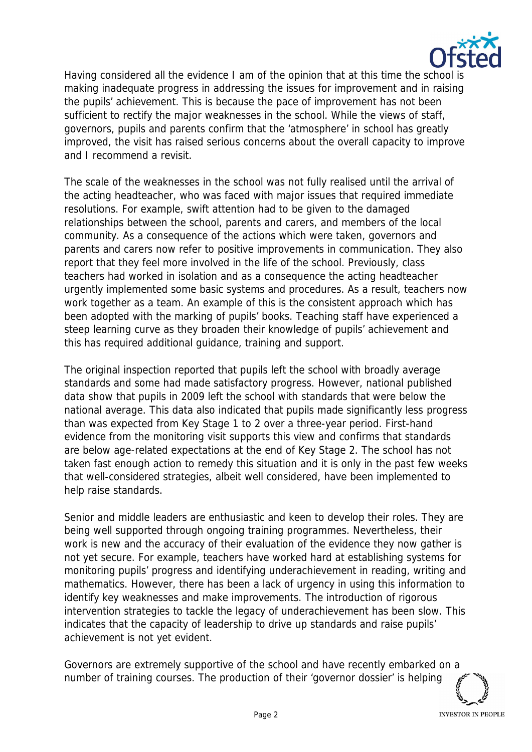Having considered all the evidence I am of the opinion that at this time the school is making inadequate progress in addressing the issues for improvement and in raising the pupils' achievement. This is because the pace of improvement has not been sufficient to rectify the major weaknesses in the school. While the views of staff, governors, pupils and parents confirm that the 'atmosphere' in school has greatly improved, the visit has raised serious concerns about the overall capacity to improve and I recommend a revisit.

The scale of the weaknesses in the school was not fully realised until the arrival of the acting headteacher, who was faced with major issues that required immediate resolutions. For example, swift attention had to be given to the damaged relationships between the school, parents and carers, and members of the local community. As a consequence of the actions which were taken, governors and parents and carers now refer to positive improvements in communication. They also report that they feel more involved in the life of the school. Previously, class teachers had worked in isolation and as a consequence the acting headteacher urgently implemented some basic systems and procedures. As a result, teachers now work together as a team. An example of this is the consistent approach which has been adopted with the marking of pupils' books. Teaching staff have experienced a steep learning curve as they broaden their knowledge of pupils' achievement and this has required additional guidance, training and support.

The original inspection reported that pupils left the school with broadly average standards and some had made satisfactory progress. However, national published data show that pupils in 2009 left the school with standards that were below the national average. This data also indicated that pupils made significantly less progress than was expected from Key Stage 1 to 2 over a three-year period. First-hand evidence from the monitoring visit supports this view and confirms that standards are below age-related expectations at the end of Key Stage 2. The school has not taken fast enough action to remedy this situation and it is only in the past few weeks that well-considered strategies, albeit well considered, have been implemented to help raise standards.

Senior and middle leaders are enthusiastic and keen to develop their roles. They are being well supported through ongoing training programmes. Nevertheless, their work is new and the accuracy of their evaluation of the evidence they now gather is not yet secure. For example, teachers have worked hard at establishing systems for monitoring pupils' progress and identifying underachievement in reading, writing and mathematics. However, there has been a lack of urgency in using this information to identify key weaknesses and make improvements. The introduction of rigorous intervention strategies to tackle the legacy of underachievement has been slow. This indicates that the capacity of leadership to drive up standards and raise pupils' achievement is not yet evident.

Governors are extremely supportive of the school and have recently embarked on a number of training courses. The production of their 'governor dossier' is helping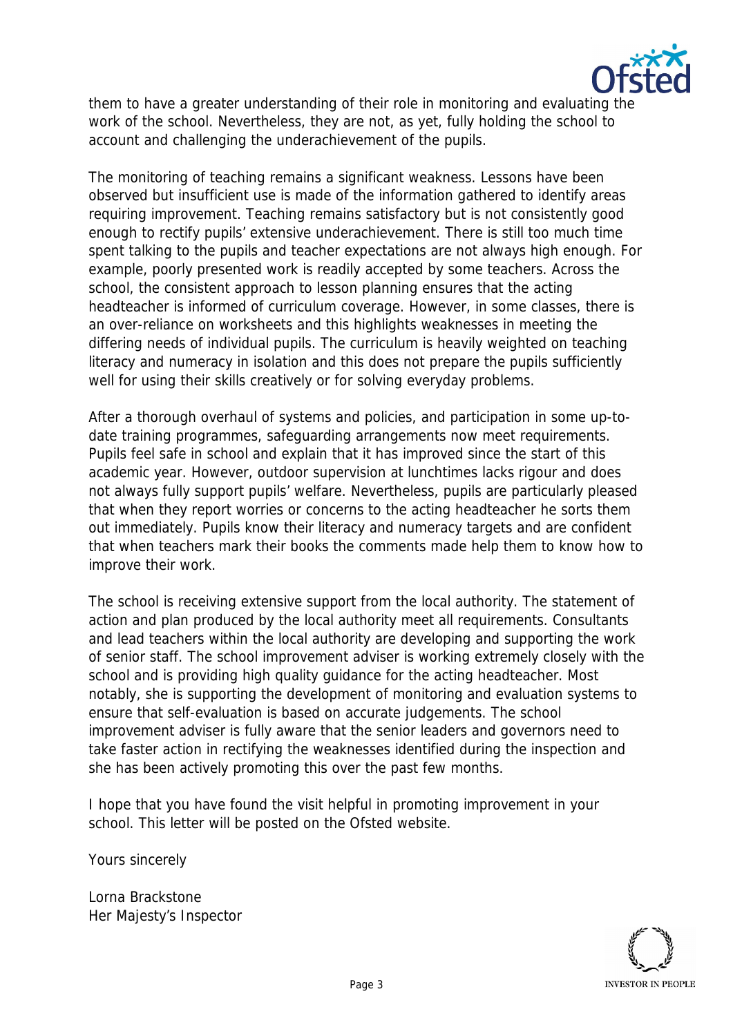them to have a greater understanding of their role in monitoring and evaluating the work of the school. Nevertheless, they are not, as yet, fully holding the school to account and challenging the underachievement of the pupils.

The monitoring of teaching remains a significant weakness. Lessons have been observed but insufficient use is made of the information gathered to identify areas requiring improvement. Teaching remains satisfactory but is not consistently good enough to rectify pupils' extensive underachievement. There is still too much time spent talking to the pupils and teacher expectations are not always high enough. For example, poorly presented work is readily accepted by some teachers. Across the school, the consistent approach to lesson planning ensures that the acting headteacher is informed of curriculum coverage. However, in some classes, there is an over-reliance on worksheets and this highlights weaknesses in meeting the differing needs of individual pupils. The curriculum is heavily weighted on teaching literacy and numeracy in isolation and this does not prepare the pupils sufficiently well for using their skills creatively or for solving everyday problems.

After a thorough overhaul of systems and policies, and participation in some up-to-date training programmes, safeguarding arrangements now meet requirements. Pupils feel safe in school and explain that it has improved since the start of this academic year. However, outdoor supervision at lunchtimes lacks rigour and does not always fully support pupils' welfare. Nevertheless, pupils are particularly pleased that when they report worries or concerns to the acting headteacher he sorts them out immediately. Pupils know their literacy and numeracy targets and are confident that when teachers mark their books the comments made help them to know how to improve their work.

The school is receiving extensive support from the local authority. The statement of action and plan produced by the local authority meet all requirements. Consultants and lead teachers within the local authority are developing and supporting the work of senior staff. The school improvement adviser is working extremely closely with the school and is providing high quality guidance for the acting headteacher. Most notably, she is supporting the development of monitoring and evaluation systems to ensure that self-evaluation is based on accurate judgements. The school improvement adviser is fully aware that the senior leaders and governors need to take faster action in rectifying the weaknesses identified during the inspection and she has been actively promoting this over the past few months.

I hope that you have found the visit helpful in promoting improvement in your school. This letter will be posted on the Ofsted website.

Yours sincerely

Lorna Brackstone
Her Majesty's Inspector